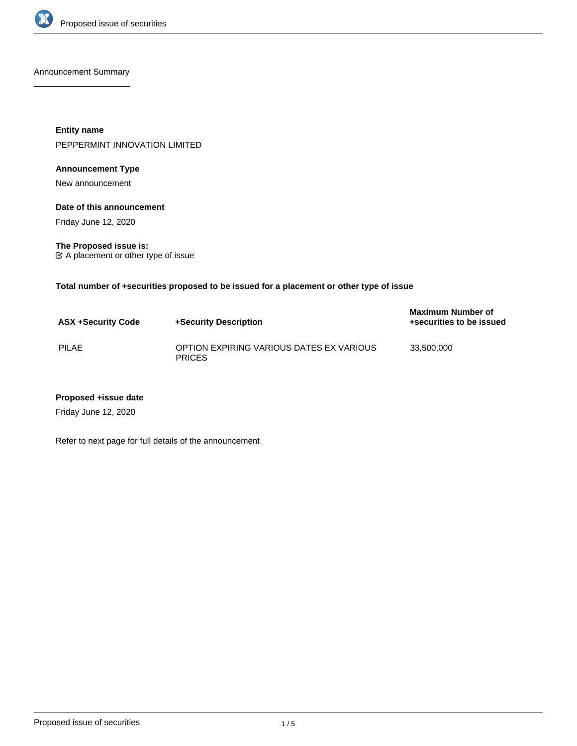## Announcement Summary

**Entity name**

PEPPERMINT INNOVATION LIMITED

**Announcement Type**

New announcement

**Date of this announcement**

Friday June 12, 2020

**The Proposed issue is:**

☑ A placement or other type of issue

**Total number of +securities proposed to be issued for a placement or other type of issue**

| ASX +Security Code | +Security Description | Maximum Number of +securities to be issued |
|---|---|---|
| PILAE | OPTION EXPIRING VARIOUS DATES EX VARIOUS PRICES | 33,500,000 |

**Proposed +issue date**

Friday June 12, 2020

Refer to next page for full details of the announcement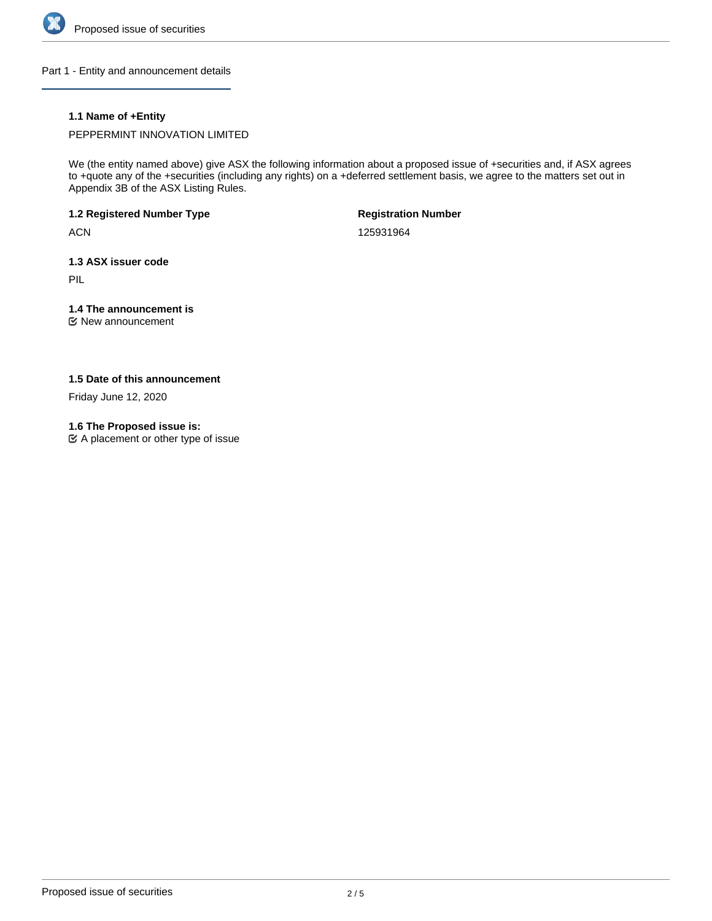## Part 1 - Entity and announcement details

### 1.1 Name of +Entity

PEPPERMINT INNOVATION LIMITED

We (the entity named above) give ASX the following information about a proposed issue of +securities and, if ASX agrees to +quote any of the +securities (including any rights) on a +deferred settlement basis, we agree to the matters set out in Appendix 3B of the ASX Listing Rules.

### 1.2 Registered Number Type

ACN

### Registration Number

125931964

### 1.3 ASX issuer code

PIL

### 1.4 The announcement is

☑ New announcement

### 1.5 Date of this announcement

Friday June 12, 2020

### 1.6 The Proposed issue is:

☑ A placement or other type of issue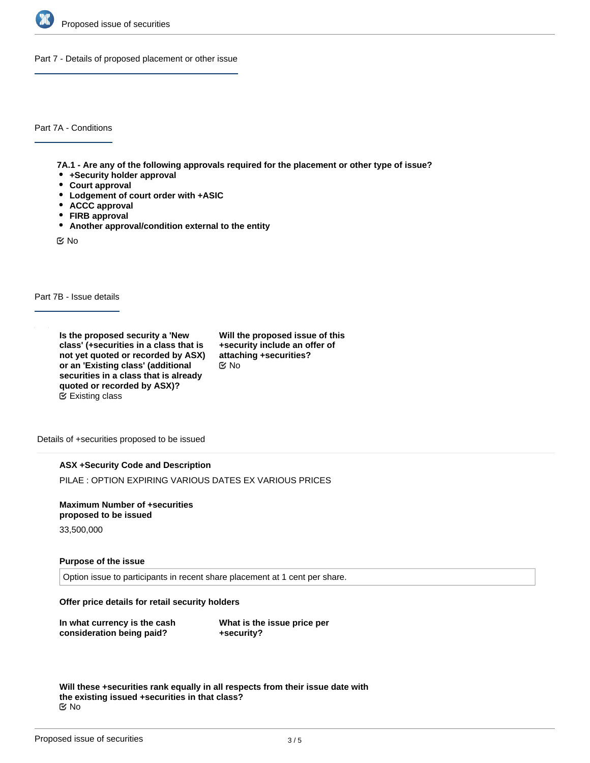## Part 7 - Details of proposed placement or other issue

### Part 7A - Conditions

**7A.1 - Are any of the following approvals required for the placement or other type of issue?**

- **+Security holder approval**
- **Court approval**
- **Lodgement of court order with +ASIC**
- **ACCC approval**
- **FIRB approval**
- **Another approval/condition external to the entity**

No

### Part 7B - Issue details

**Is the proposed security a 'New class' (+securities in a class that is not yet quoted or recorded by ASX) or an 'Existing class' (additional securities in a class that is already quoted or recorded by ASX)?**

Existing class

**Will the proposed issue of this +security include an offer of attaching +securities?**

No

Details of +securities proposed to be issued

**ASX +Security Code and Description**

PILAE : OPTION EXPIRING VARIOUS DATES EX VARIOUS PRICES

**Maximum Number of +securities proposed to be issued**

33,500,000

**Purpose of the issue**

Option issue to participants in recent share placement at 1 cent per share.

**Offer price details for retail security holders**

**In what currency is the cash consideration being paid?**

**What is the issue price per +security?**

**Will these +securities rank equally in all respects from their issue date with the existing issued +securities in that class?**

No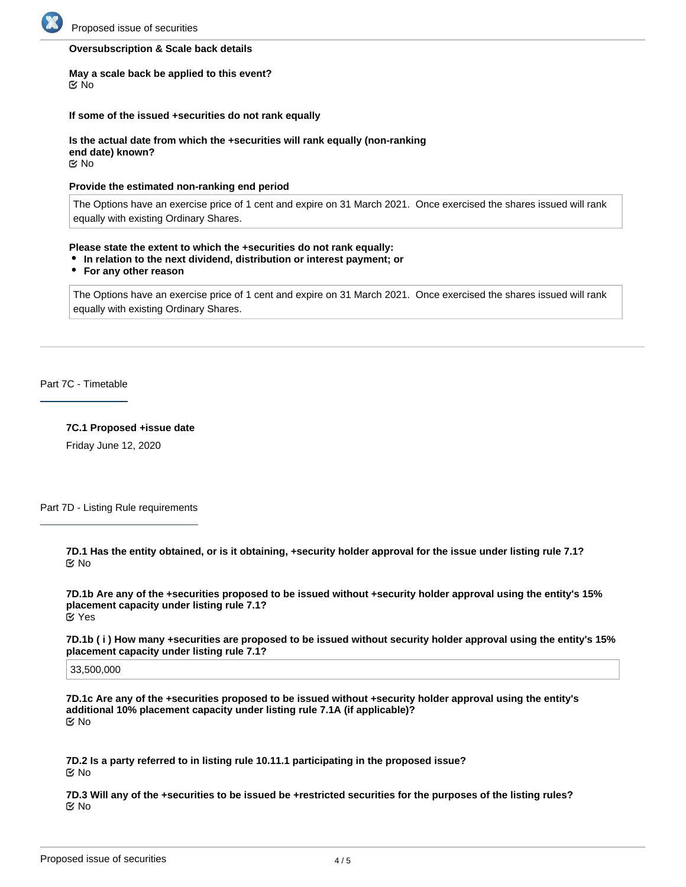**Oversubscription & Scale back details**

**May a scale back be applied to this event?**
No

**If some of the issued +securities do not rank equally**

**Is the actual date from which the +securities will rank equally (non-ranking end date) known?**
No

**Provide the estimated non-ranking end period**

The Options have an exercise price of 1 cent and expire on 31 March 2021. Once exercised the shares issued will rank equally with existing Ordinary Shares.

**Please state the extent to which the +securities do not rank equally:**
- **In relation to the next dividend, distribution or interest payment; or**
- **For any other reason**

The Options have an exercise price of 1 cent and expire on 31 March 2021. Once exercised the shares issued will rank equally with existing Ordinary Shares.

## Part 7C - Timetable

**7C.1 Proposed +issue date**

Friday June 12, 2020

## Part 7D - Listing Rule requirements

**7D.1 Has the entity obtained, or is it obtaining, +security holder approval for the issue under listing rule 7.1?**
No

**7D.1b Are any of the +securities proposed to be issued without +security holder approval using the entity's 15% placement capacity under listing rule 7.1?**
Yes

**7D.1b ( i ) How many +securities are proposed to be issued without security holder approval using the entity's 15% placement capacity under listing rule 7.1?**

33,500,000

**7D.1c Are any of the +securities proposed to be issued without +security holder approval using the entity's additional 10% placement capacity under listing rule 7.1A (if applicable)?**
No

**7D.2 Is a party referred to in listing rule 10.11.1 participating in the proposed issue?**
No

**7D.3 Will any of the +securities to be issued be +restricted securities for the purposes of the listing rules?**
No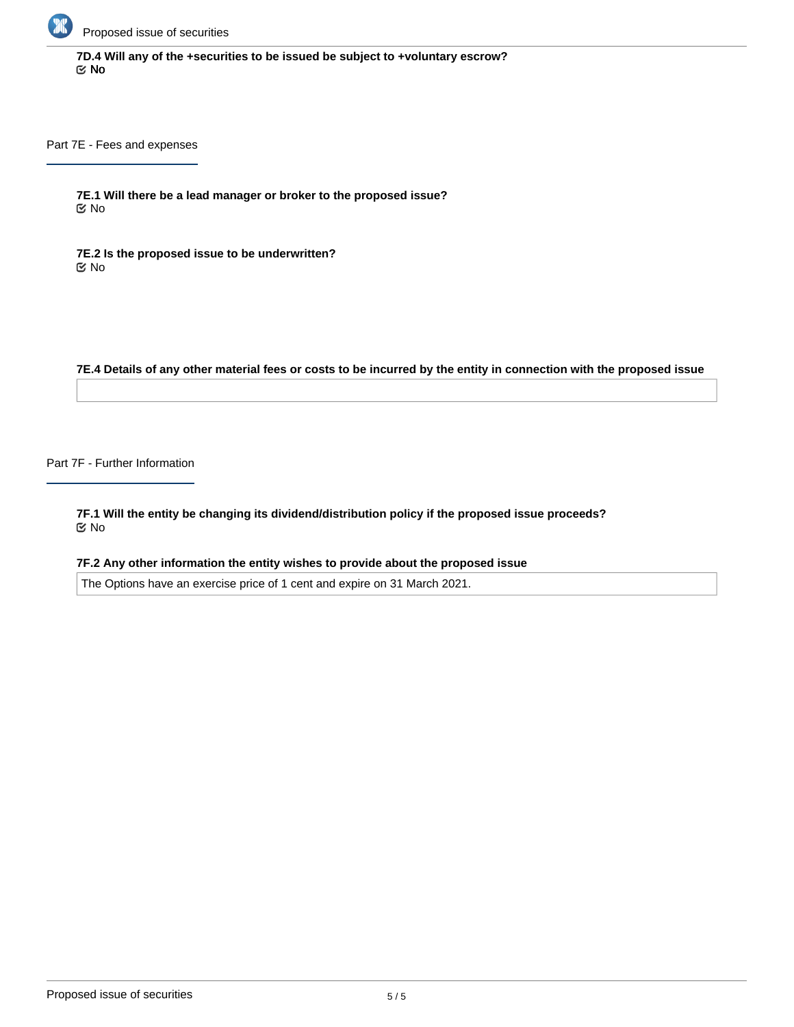**7D.4 Will any of the +securities to be issued be subject to +voluntary escrow?**
No

## Part 7E - Fees and expenses

**7E.1 Will there be a lead manager or broker to the proposed issue?**
No

**7E.2 Is the proposed issue to be underwritten?**
No

**7E.4 Details of any other material fees or costs to be incurred by the entity in connection with the proposed issue**

## Part 7F - Further Information

**7F.1 Will the entity be changing its dividend/distribution policy if the proposed issue proceeds?**
No

**7F.2 Any other information the entity wishes to provide about the proposed issue**

The Options have an exercise price of 1 cent and expire on 31 March 2021.